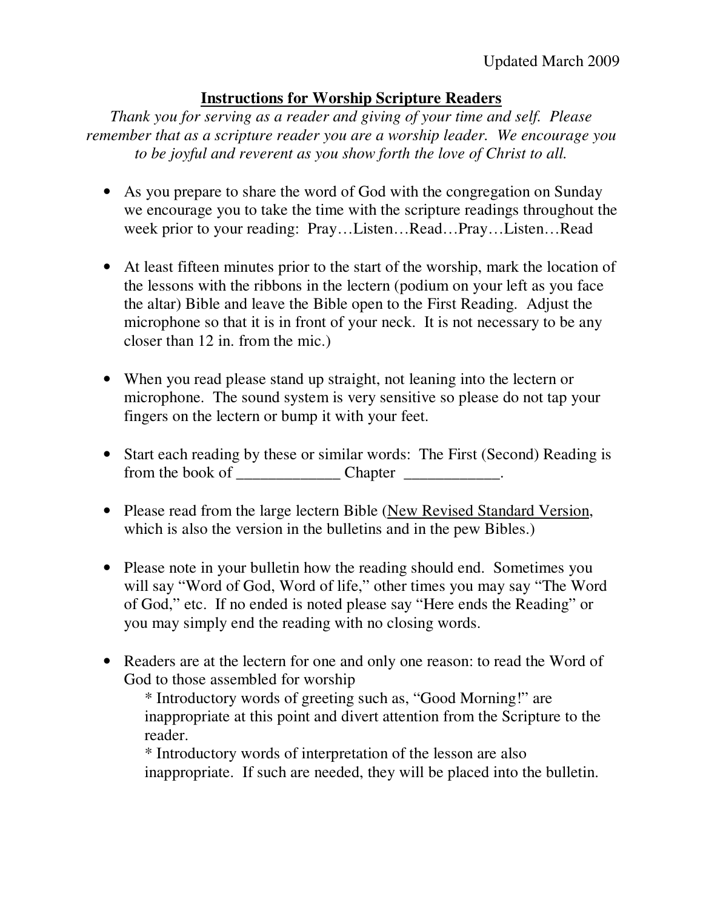Updated March 2009

# Instructions for Worship Scripture Readers

*Thank you for serving as a reader and giving of your time and self. Please remember that as a scripture reader you are a worship leader. We encourage you to be joyful and reverent as you show forth the love of Christ to all.*

- As you prepare to share the word of God with the congregation on Sunday we encourage you to take the time with the scripture readings throughout the week prior to your reading: Pray…Listen…Read…Pray…Listen…Read

- At least fifteen minutes prior to the start of the worship, mark the location of the lessons with the ribbons in the lectern (podium on your left as you face the altar) Bible and leave the Bible open to the First Reading. Adjust the microphone so that it is in front of your neck. It is not necessary to be any closer than 12 in. from the mic.)

- When you read please stand up straight, not leaning into the lectern or microphone. The sound system is very sensitive so please do not tap your fingers on the lectern or bump it with your feet.

- Start each reading by these or similar words: The First (Second) Reading is from the book of _____________ Chapter ____________.

- Please read from the large lectern Bible (<u>New Revised Standard Version</u>, which is also the version in the bulletins and in the pew Bibles.)

- Please note in your bulletin how the reading should end. Sometimes you will say "Word of God, Word of life," other times you may say "The Word of God," etc. If no ended is noted please say "Here ends the Reading" or you may simply end the reading with no closing words.

- Readers are at the lectern for one and only one reason: to read the Word of God to those assembled for worship
  * Introductory words of greeting such as, "Good Morning!" are inappropriate at this point and divert attention from the Scripture to the reader.
  * Introductory words of interpretation of the lesson are also inappropriate. If such are needed, they will be placed into the bulletin.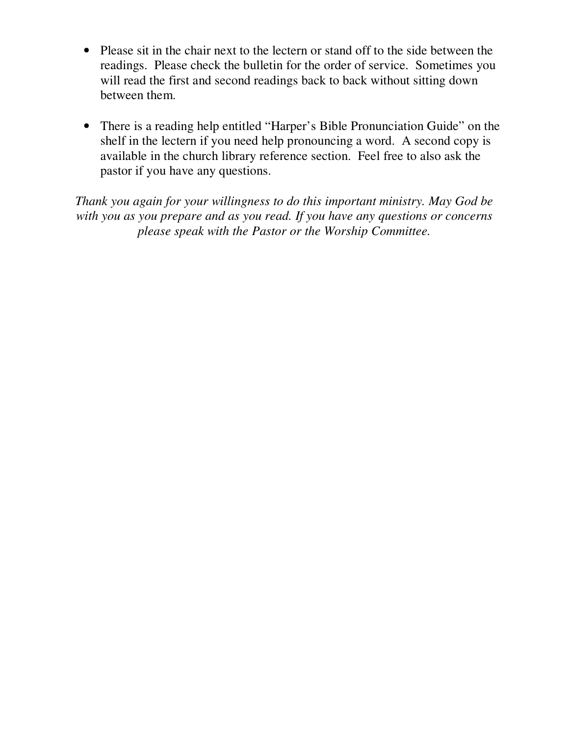- Please sit in the chair next to the lectern or stand off to the side between the readings. Please check the bulletin for the order of service. Sometimes you will read the first and second readings back to back without sitting down between them.

- There is a reading help entitled "Harper's Bible Pronunciation Guide" on the shelf in the lectern if you need help pronouncing a word. A second copy is available in the church library reference section. Feel free to also ask the pastor if you have any questions.

*Thank you again for your willingness to do this important ministry. May God be with you as you prepare and as you read. If you have any questions or concerns please speak with the Pastor or the Worship Committee.*